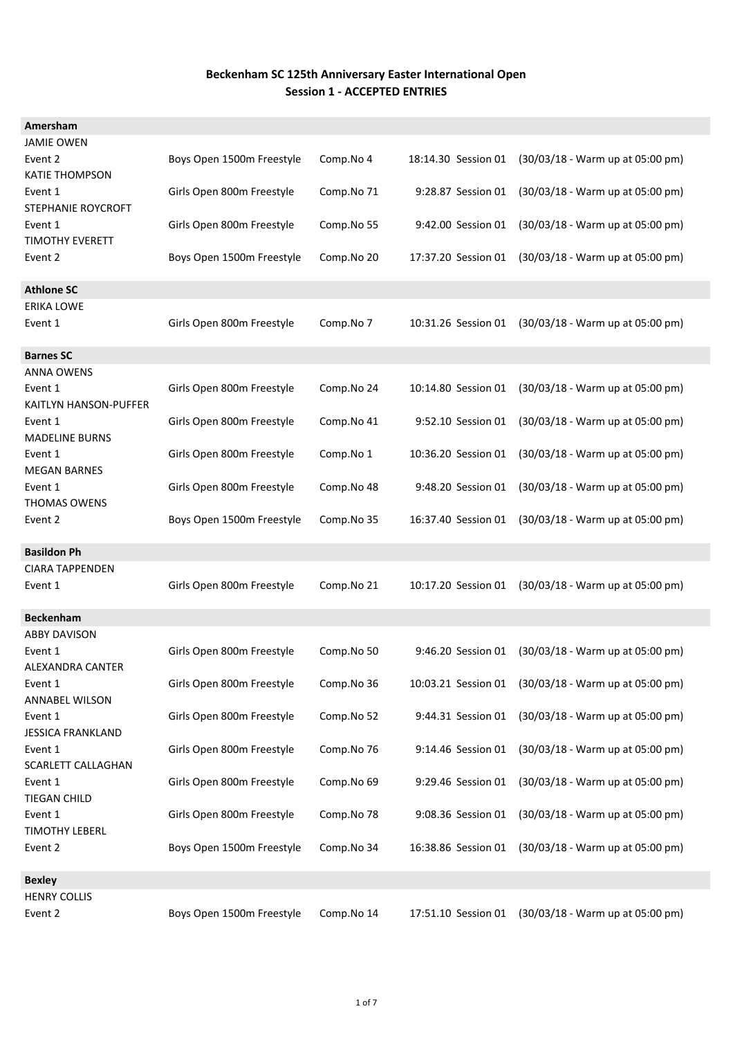# Beckenham SC 125th Anniversary Easter International Open
## Session 1 - ACCEPTED ENTRIES

**Amersham**

| | | | | |
|---|---|---|---|---|
| JAMIE OWEN | | | | |
| Event 2 | Boys Open 1500m Freestyle | Comp.No 4 | 18:14.30 Session 01 | (30/03/18 - Warm up at 05:00 pm) |
| KATIE THOMPSON | | | | |
| Event 1 | Girls Open 800m Freestyle | Comp.No 71 | 9:28.87 Session 01 | (30/03/18 - Warm up at 05:00 pm) |
| STEPHANIE ROYCROFT | | | | |
| Event 1 | Girls Open 800m Freestyle | Comp.No 55 | 9:42.00 Session 01 | (30/03/18 - Warm up at 05:00 pm) |
| TIMOTHY EVERETT | | | | |
| Event 2 | Boys Open 1500m Freestyle | Comp.No 20 | 17:37.20 Session 01 | (30/03/18 - Warm up at 05:00 pm) |

**Athlone SC**

| | | | | |
|---|---|---|---|---|
| ERIKA LOWE | | | | |
| Event 1 | Girls Open 800m Freestyle | Comp.No 7 | 10:31.26 Session 01 | (30/03/18 - Warm up at 05:00 pm) |

**Barnes SC**

| | | | | |
|---|---|---|---|---|
| ANNA OWENS | | | | |
| Event 1 | Girls Open 800m Freestyle | Comp.No 24 | 10:14.80 Session 01 | (30/03/18 - Warm up at 05:00 pm) |
| KAITLYN HANSON-PUFFER | | | | |
| Event 1 | Girls Open 800m Freestyle | Comp.No 41 | 9:52.10 Session 01 | (30/03/18 - Warm up at 05:00 pm) |
| MADELINE BURNS | | | | |
| Event 1 | Girls Open 800m Freestyle | Comp.No 1 | 10:36.20 Session 01 | (30/03/18 - Warm up at 05:00 pm) |
| MEGAN BARNES | | | | |
| Event 1 | Girls Open 800m Freestyle | Comp.No 48 | 9:48.20 Session 01 | (30/03/18 - Warm up at 05:00 pm) |
| THOMAS OWENS | | | | |
| Event 2 | Boys Open 1500m Freestyle | Comp.No 35 | 16:37.40 Session 01 | (30/03/18 - Warm up at 05:00 pm) |

**Basildon Ph**

| | | | | |
|---|---|---|---|---|
| CIARA TAPPENDEN | | | | |
| Event 1 | Girls Open 800m Freestyle | Comp.No 21 | 10:17.20 Session 01 | (30/03/18 - Warm up at 05:00 pm) |

**Beckenham**

| | | | | |
|---|---|---|---|---|
| ABBY DAVISON | | | | |
| Event 1 | Girls Open 800m Freestyle | Comp.No 50 | 9:46.20 Session 01 | (30/03/18 - Warm up at 05:00 pm) |
| ALEXANDRA CANTER | | | | |
| Event 1 | Girls Open 800m Freestyle | Comp.No 36 | 10:03.21 Session 01 | (30/03/18 - Warm up at 05:00 pm) |
| ANNABEL WILSON | | | | |
| Event 1 | Girls Open 800m Freestyle | Comp.No 52 | 9:44.31 Session 01 | (30/03/18 - Warm up at 05:00 pm) |
| JESSICA FRANKLAND | | | | |
| Event 1 | Girls Open 800m Freestyle | Comp.No 76 | 9:14.46 Session 01 | (30/03/18 - Warm up at 05:00 pm) |
| SCARLETT CALLAGHAN | | | | |
| Event 1 | Girls Open 800m Freestyle | Comp.No 69 | 9:29.46 Session 01 | (30/03/18 - Warm up at 05:00 pm) |
| TIEGAN CHILD | | | | |
| Event 1 | Girls Open 800m Freestyle | Comp.No 78 | 9:08.36 Session 01 | (30/03/18 - Warm up at 05:00 pm) |
| TIMOTHY LEBERL | | | | |
| Event 2 | Boys Open 1500m Freestyle | Comp.No 34 | 16:38.86 Session 01 | (30/03/18 - Warm up at 05:00 pm) |

**Bexley**

| | | | | |
|---|---|---|---|---|
| HENRY COLLIS | | | | |
| Event 2 | Boys Open 1500m Freestyle | Comp.No 14 | 17:51.10 Session 01 | (30/03/18 - Warm up at 05:00 pm) |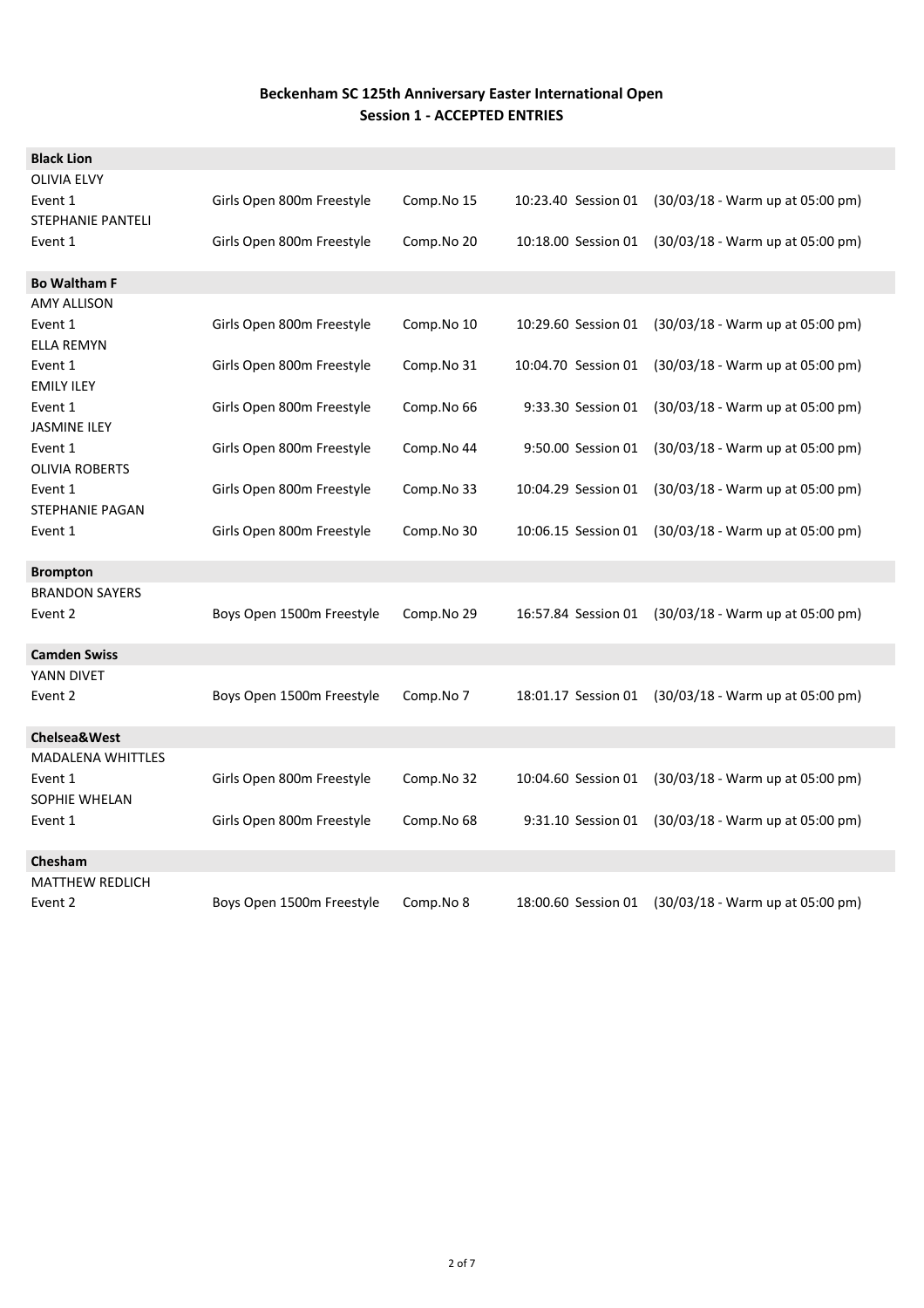## Beckenham SC 125th Anniversary Easter International Open
## Session 1 - ACCEPTED ENTRIES

**Black Lion**

OLIVIA ELVY

| Event 1 | Girls Open 800m Freestyle | Comp.No 15 | 10:23.40 Session 01 | (30/03/18 - Warm up at 05:00 pm) |
|---|---|---|---|---|

STEPHANIE PANTELI

| Event 1 | Girls Open 800m Freestyle | Comp.No 20 | 10:18.00 Session 01 | (30/03/18 - Warm up at 05:00 pm) |
|---|---|---|---|---|

**Bo Waltham F**

AMY ALLISON

| Event 1 | Girls Open 800m Freestyle | Comp.No 10 | 10:29.60 Session 01 | (30/03/18 - Warm up at 05:00 pm) |
|---|---|---|---|---|

ELLA REMYN

| Event 1 | Girls Open 800m Freestyle | Comp.No 31 | 10:04.70 Session 01 | (30/03/18 - Warm up at 05:00 pm) |
|---|---|---|---|---|

EMILY ILEY

| Event 1 | Girls Open 800m Freestyle | Comp.No 66 | 9:33.30 Session 01 | (30/03/18 - Warm up at 05:00 pm) |
|---|---|---|---|---|

JASMINE ILEY

| Event 1 | Girls Open 800m Freestyle | Comp.No 44 | 9:50.00 Session 01 | (30/03/18 - Warm up at 05:00 pm) |
|---|---|---|---|---|

OLIVIA ROBERTS

| Event 1 | Girls Open 800m Freestyle | Comp.No 33 | 10:04.29 Session 01 | (30/03/18 - Warm up at 05:00 pm) |
|---|---|---|---|---|

STEPHANIE PAGAN

| Event 1 | Girls Open 800m Freestyle | Comp.No 30 | 10:06.15 Session 01 | (30/03/18 - Warm up at 05:00 pm) |
|---|---|---|---|---|

**Brompton**

BRANDON SAYERS

| Event 2 | Boys Open 1500m Freestyle | Comp.No 29 | 16:57.84 Session 01 | (30/03/18 - Warm up at 05:00 pm) |
|---|---|---|---|---|

**Camden Swiss**

YANN DIVET

| Event 2 | Boys Open 1500m Freestyle | Comp.No 7 | 18:01.17 Session 01 | (30/03/18 - Warm up at 05:00 pm) |
|---|---|---|---|---|

**Chelsea&West**

MADALENA WHITTLES

| Event 1 | Girls Open 800m Freestyle | Comp.No 32 | 10:04.60 Session 01 | (30/03/18 - Warm up at 05:00 pm) |
|---|---|---|---|---|

SOPHIE WHELAN

| Event 1 | Girls Open 800m Freestyle | Comp.No 68 | 9:31.10 Session 01 | (30/03/18 - Warm up at 05:00 pm) |
|---|---|---|---|---|

**Chesham**

MATTHEW REDLICH

| Event 2 | Boys Open 1500m Freestyle | Comp.No 8 | 18:00.60 Session 01 | (30/03/18 - Warm up at 05:00 pm) |
|---|---|---|---|---|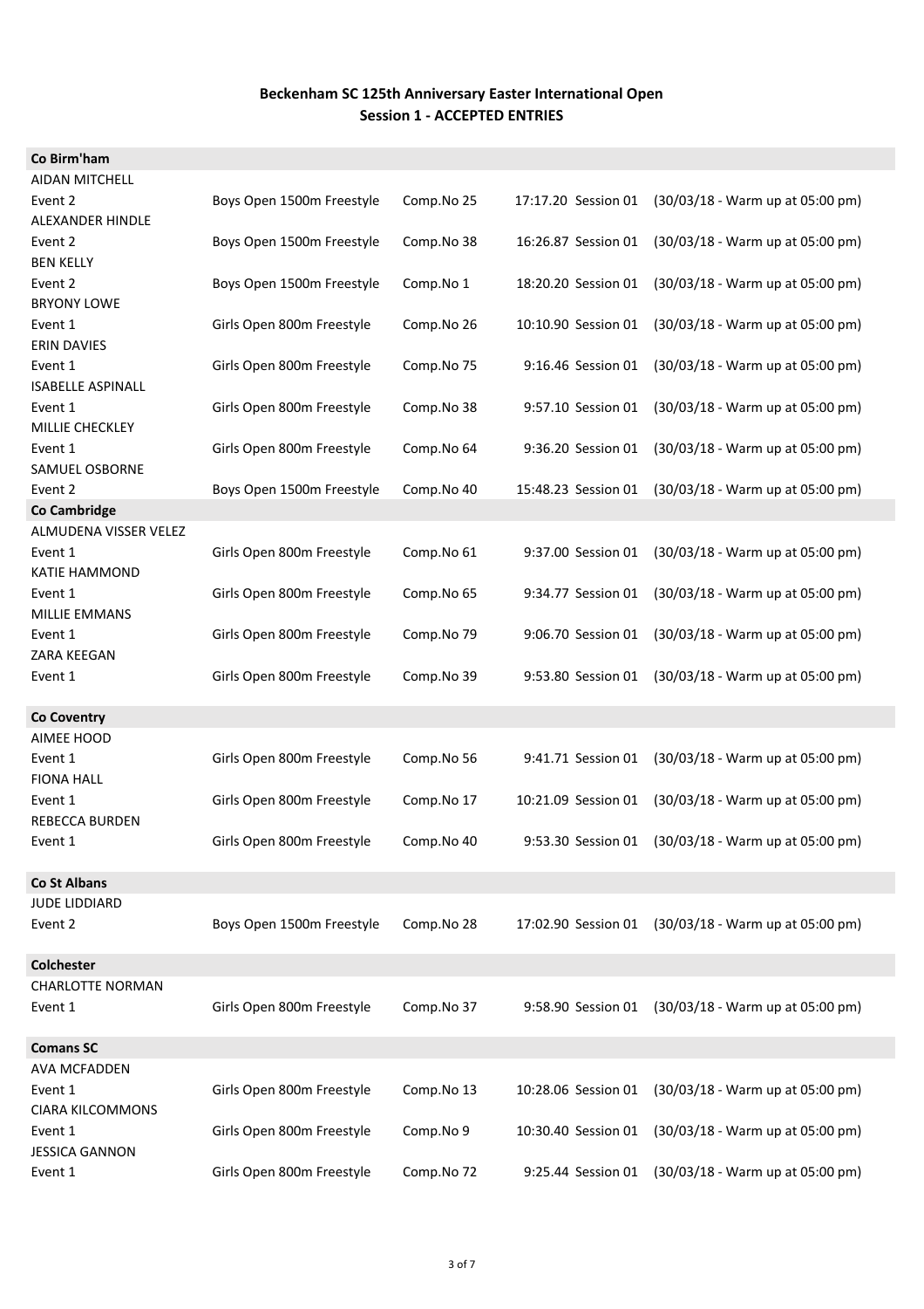## Beckenham SC 125th Anniversary Easter International Open
### Session 1 - ACCEPTED ENTRIES

| | | | | |
|---|---|---|---|---|
| **Co Birm'ham** | | | | |
| AIDAN MITCHELL | | | | |
| Event 2 | Boys Open 1500m Freestyle | Comp.No 25 | 17:17.20 Session 01 | (30/03/18 - Warm up at 05:00 pm) |
| ALEXANDER HINDLE | | | | |
| Event 2 | Boys Open 1500m Freestyle | Comp.No 38 | 16:26.87 Session 01 | (30/03/18 - Warm up at 05:00 pm) |
| BEN KELLY | | | | |
| Event 2 | Boys Open 1500m Freestyle | Comp.No 1 | 18:20.20 Session 01 | (30/03/18 - Warm up at 05:00 pm) |
| BRYONY LOWE | | | | |
| Event 1 | Girls Open 800m Freestyle | Comp.No 26 | 10:10.90 Session 01 | (30/03/18 - Warm up at 05:00 pm) |
| ERIN DAVIES | | | | |
| Event 1 | Girls Open 800m Freestyle | Comp.No 75 | 9:16.46 Session 01 | (30/03/18 - Warm up at 05:00 pm) |
| ISABELLE ASPINALL | | | | |
| Event 1 | Girls Open 800m Freestyle | Comp.No 38 | 9:57.10 Session 01 | (30/03/18 - Warm up at 05:00 pm) |
| MILLIE CHECKLEY | | | | |
| Event 1 | Girls Open 800m Freestyle | Comp.No 64 | 9:36.20 Session 01 | (30/03/18 - Warm up at 05:00 pm) |
| SAMUEL OSBORNE | | | | |
| Event 2 | Boys Open 1500m Freestyle | Comp.No 40 | 15:48.23 Session 01 | (30/03/18 - Warm up at 05:00 pm) |
| **Co Cambridge** | | | | |
| ALMUDENA VISSER VELEZ | | | | |
| Event 1 | Girls Open 800m Freestyle | Comp.No 61 | 9:37.00 Session 01 | (30/03/18 - Warm up at 05:00 pm) |
| KATIE HAMMOND | | | | |
| Event 1 | Girls Open 800m Freestyle | Comp.No 65 | 9:34.77 Session 01 | (30/03/18 - Warm up at 05:00 pm) |
| MILLIE EMMANS | | | | |
| Event 1 | Girls Open 800m Freestyle | Comp.No 79 | 9:06.70 Session 01 | (30/03/18 - Warm up at 05:00 pm) |
| ZARA KEEGAN | | | | |
| Event 1 | Girls Open 800m Freestyle | Comp.No 39 | 9:53.80 Session 01 | (30/03/18 - Warm up at 05:00 pm) |
| **Co Coventry** | | | | |
| AIMEE HOOD | | | | |
| Event 1 | Girls Open 800m Freestyle | Comp.No 56 | 9:41.71 Session 01 | (30/03/18 - Warm up at 05:00 pm) |
| FIONA HALL | | | | |
| Event 1 | Girls Open 800m Freestyle | Comp.No 17 | 10:21.09 Session 01 | (30/03/18 - Warm up at 05:00 pm) |
| REBECCA BURDEN | | | | |
| Event 1 | Girls Open 800m Freestyle | Comp.No 40 | 9:53.30 Session 01 | (30/03/18 - Warm up at 05:00 pm) |
| **Co St Albans** | | | | |
| JUDE LIDDIARD | | | | |
| Event 2 | Boys Open 1500m Freestyle | Comp.No 28 | 17:02.90 Session 01 | (30/03/18 - Warm up at 05:00 pm) |
| **Colchester** | | | | |
| CHARLOTTE NORMAN | | | | |
| Event 1 | Girls Open 800m Freestyle | Comp.No 37 | 9:58.90 Session 01 | (30/03/18 - Warm up at 05:00 pm) |
| **Comans SC** | | | | |
| AVA MCFADDEN | | | | |
| Event 1 | Girls Open 800m Freestyle | Comp.No 13 | 10:28.06 Session 01 | (30/03/18 - Warm up at 05:00 pm) |
| CIARA KILCOMMONS | | | | |
| Event 1 | Girls Open 800m Freestyle | Comp.No 9 | 10:30.40 Session 01 | (30/03/18 - Warm up at 05:00 pm) |
| JESSICA GANNON | | | | |
| Event 1 | Girls Open 800m Freestyle | Comp.No 72 | 9:25.44 Session 01 | (30/03/18 - Warm up at 05:00 pm) |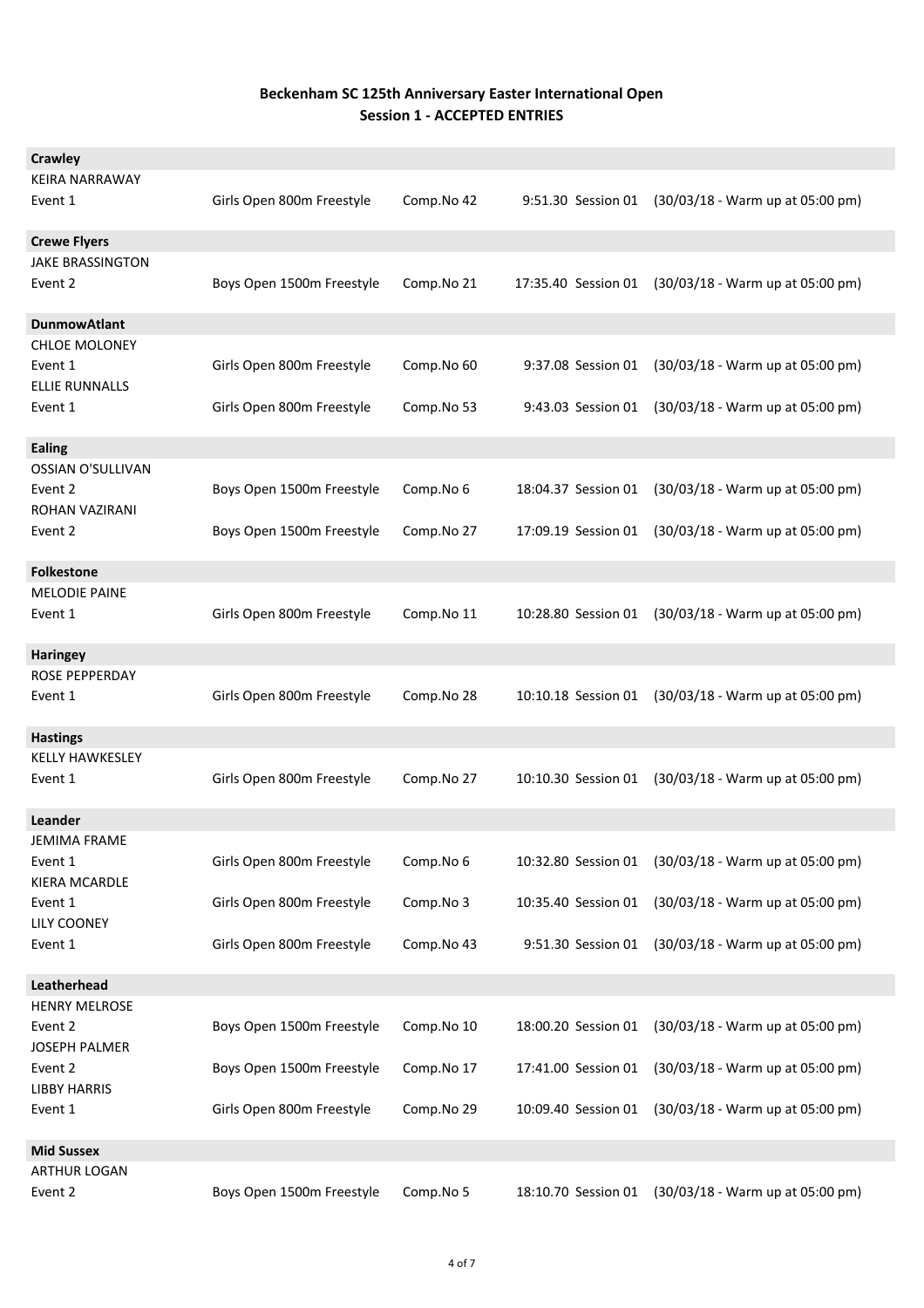**Beckenham SC 125th Anniversary Easter International Open**
**Session 1 - ACCEPTED ENTRIES**

| | | | | |
|---|---|---|---|---|
| **Crawley** | | | | |
| KEIRA NARRAWAY | | | | |
| Event 1 | Girls Open 800m Freestyle | Comp.No 42 | 9:51.30 Session 01 | (30/03/18 - Warm up at 05:00 pm) |
| **Crewe Flyers** | | | | |
| JAKE BRASSINGTON | | | | |
| Event 2 | Boys Open 1500m Freestyle | Comp.No 21 | 17:35.40 Session 01 | (30/03/18 - Warm up at 05:00 pm) |
| **DunmowAtlant** | | | | |
| CHLOE MOLONEY | | | | |
| Event 1 | Girls Open 800m Freestyle | Comp.No 60 | 9:37.08 Session 01 | (30/03/18 - Warm up at 05:00 pm) |
| ELLIE RUNNALLS | | | | |
| Event 1 | Girls Open 800m Freestyle | Comp.No 53 | 9:43.03 Session 01 | (30/03/18 - Warm up at 05:00 pm) |
| **Ealing** | | | | |
| OSSIAN O'SULLIVAN | | | | |
| Event 2 | Boys Open 1500m Freestyle | Comp.No 6 | 18:04.37 Session 01 | (30/03/18 - Warm up at 05:00 pm) |
| ROHAN VAZIRANI | | | | |
| Event 2 | Boys Open 1500m Freestyle | Comp.No 27 | 17:09.19 Session 01 | (30/03/18 - Warm up at 05:00 pm) |
| **Folkestone** | | | | |
| MELODIE PAINE | | | | |
| Event 1 | Girls Open 800m Freestyle | Comp.No 11 | 10:28.80 Session 01 | (30/03/18 - Warm up at 05:00 pm) |
| **Haringey** | | | | |
| ROSE PEPPERDAY | | | | |
| Event 1 | Girls Open 800m Freestyle | Comp.No 28 | 10:10.18 Session 01 | (30/03/18 - Warm up at 05:00 pm) |
| **Hastings** | | | | |
| KELLY HAWKESLEY | | | | |
| Event 1 | Girls Open 800m Freestyle | Comp.No 27 | 10:10.30 Session 01 | (30/03/18 - Warm up at 05:00 pm) |
| **Leander** | | | | |
| JEMIMA FRAME | | | | |
| Event 1 | Girls Open 800m Freestyle | Comp.No 6 | 10:32.80 Session 01 | (30/03/18 - Warm up at 05:00 pm) |
| KIERA MCARDLE | | | | |
| Event 1 | Girls Open 800m Freestyle | Comp.No 3 | 10:35.40 Session 01 | (30/03/18 - Warm up at 05:00 pm) |
| LILY COONEY | | | | |
| Event 1 | Girls Open 800m Freestyle | Comp.No 43 | 9:51.30 Session 01 | (30/03/18 - Warm up at 05:00 pm) |
| **Leatherhead** | | | | |
| HENRY MELROSE | | | | |
| Event 2 | Boys Open 1500m Freestyle | Comp.No 10 | 18:00.20 Session 01 | (30/03/18 - Warm up at 05:00 pm) |
| JOSEPH PALMER | | | | |
| Event 2 | Boys Open 1500m Freestyle | Comp.No 17 | 17:41.00 Session 01 | (30/03/18 - Warm up at 05:00 pm) |
| LIBBY HARRIS | | | | |
| Event 1 | Girls Open 800m Freestyle | Comp.No 29 | 10:09.40 Session 01 | (30/03/18 - Warm up at 05:00 pm) |
| **Mid Sussex** | | | | |
| ARTHUR LOGAN | | | | |
| Event 2 | Boys Open 1500m Freestyle | Comp.No 5 | 18:10.70 Session 01 | (30/03/18 - Warm up at 05:00 pm) |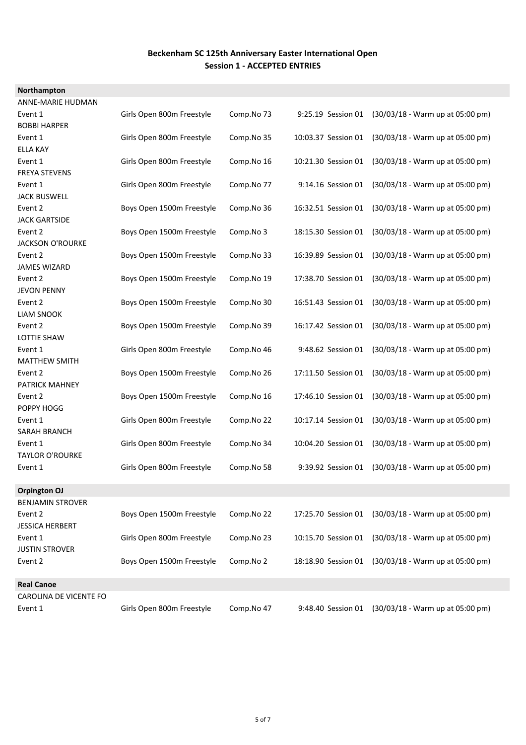**Beckenham SC 125th Anniversary Easter International Open**
**Session 1 - ACCEPTED ENTRIES**

**Northampton**

ANNE-MARIE HUDMAN

| Event 1 | Girls Open 800m Freestyle | Comp.No 73 | 9:25.19 Session 01 | (30/03/18 - Warm up at 05:00 pm) |
|---|---|---|---|---|

BOBBI HARPER

| Event 1 | Girls Open 800m Freestyle | Comp.No 35 | 10:03.37 Session 01 | (30/03/18 - Warm up at 05:00 pm) |
|---|---|---|---|---|

ELLA KAY

| Event 1 | Girls Open 800m Freestyle | Comp.No 16 | 10:21.30 Session 01 | (30/03/18 - Warm up at 05:00 pm) |
|---|---|---|---|---|

FREYA STEVENS

| Event 1 | Girls Open 800m Freestyle | Comp.No 77 | 9:14.16 Session 01 | (30/03/18 - Warm up at 05:00 pm) |
|---|---|---|---|---|

JACK BUSWELL

| Event 2 | Boys Open 1500m Freestyle | Comp.No 36 | 16:32.51 Session 01 | (30/03/18 - Warm up at 05:00 pm) |
|---|---|---|---|---|

JACK GARTSIDE

| Event 2 | Boys Open 1500m Freestyle | Comp.No 3 | 18:15.30 Session 01 | (30/03/18 - Warm up at 05:00 pm) |
|---|---|---|---|---|

JACKSON O'ROURKE

| Event 2 | Boys Open 1500m Freestyle | Comp.No 33 | 16:39.89 Session 01 | (30/03/18 - Warm up at 05:00 pm) |
|---|---|---|---|---|

JAMES WIZARD

| Event 2 | Boys Open 1500m Freestyle | Comp.No 19 | 17:38.70 Session 01 | (30/03/18 - Warm up at 05:00 pm) |
|---|---|---|---|---|

JEVON PENNY

| Event 2 | Boys Open 1500m Freestyle | Comp.No 30 | 16:51.43 Session 01 | (30/03/18 - Warm up at 05:00 pm) |
|---|---|---|---|---|

LIAM SNOOK

| Event 2 | Boys Open 1500m Freestyle | Comp.No 39 | 16:17.42 Session 01 | (30/03/18 - Warm up at 05:00 pm) |
|---|---|---|---|---|

LOTTIE SHAW

| Event 1 | Girls Open 800m Freestyle | Comp.No 46 | 9:48.62 Session 01 | (30/03/18 - Warm up at 05:00 pm) |
|---|---|---|---|---|

MATTHEW SMITH

| Event 2 | Boys Open 1500m Freestyle | Comp.No 26 | 17:11.50 Session 01 | (30/03/18 - Warm up at 05:00 pm) |
|---|---|---|---|---|

PATRICK MAHNEY

| Event 2 | Boys Open 1500m Freestyle | Comp.No 16 | 17:46.10 Session 01 | (30/03/18 - Warm up at 05:00 pm) |
|---|---|---|---|---|

POPPY HOGG

| Event 1 | Girls Open 800m Freestyle | Comp.No 22 | 10:17.14 Session 01 | (30/03/18 - Warm up at 05:00 pm) |
|---|---|---|---|---|

SARAH BRANCH

| Event 1 | Girls Open 800m Freestyle | Comp.No 34 | 10:04.20 Session 01 | (30/03/18 - Warm up at 05:00 pm) |
|---|---|---|---|---|

TAYLOR O'ROURKE

| Event 1 | Girls Open 800m Freestyle | Comp.No 58 | 9:39.92 Session 01 | (30/03/18 - Warm up at 05:00 pm) |
|---|---|---|---|---|

**Orpington OJ**

BENJAMIN STROVER

| Event 2 | Boys Open 1500m Freestyle | Comp.No 22 | 17:25.70 Session 01 | (30/03/18 - Warm up at 05:00 pm) |
|---|---|---|---|---|

JESSICA HERBERT

| Event 1 | Girls Open 800m Freestyle | Comp.No 23 | 10:15.70 Session 01 | (30/03/18 - Warm up at 05:00 pm) |
|---|---|---|---|---|

JUSTIN STROVER

| Event 2 | Boys Open 1500m Freestyle | Comp.No 2 | 18:18.90 Session 01 | (30/03/18 - Warm up at 05:00 pm) |
|---|---|---|---|---|

**Real Canoe**

CAROLINA DE VICENTE FO

| Event 1 | Girls Open 800m Freestyle | Comp.No 47 | 9:48.40 Session 01 | (30/03/18 - Warm up at 05:00 pm) |
|---|---|---|---|---|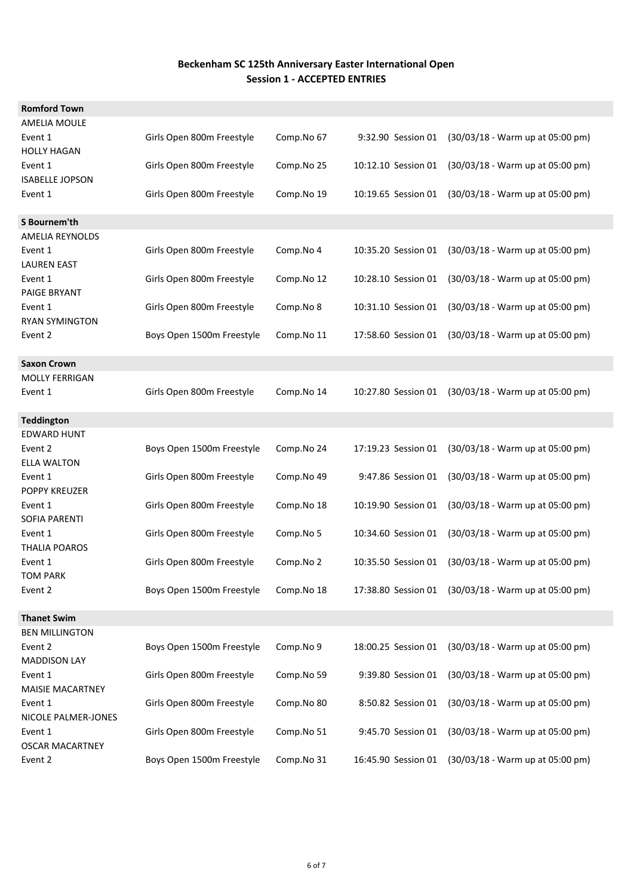**Beckenham SC 125th Anniversary Easter International Open**
**Session 1 - ACCEPTED ENTRIES**

**Romford Town**

AMELIA MOULE

| Event 1 | Girls Open 800m Freestyle | Comp.No 67 | 9:32.90 Session 01 | (30/03/18 - Warm up at 05:00 pm) |
|---|---|---|---|---|

HOLLY HAGAN

| Event 1 | Girls Open 800m Freestyle | Comp.No 25 | 10:12.10 Session 01 | (30/03/18 - Warm up at 05:00 pm) |
|---|---|---|---|---|

ISABELLE JOPSON

| Event 1 | Girls Open 800m Freestyle | Comp.No 19 | 10:19.65 Session 01 | (30/03/18 - Warm up at 05:00 pm) |
|---|---|---|---|---|

**S Bournem'th**

AMELIA REYNOLDS

| Event 1 | Girls Open 800m Freestyle | Comp.No 4 | 10:35.20 Session 01 | (30/03/18 - Warm up at 05:00 pm) |
|---|---|---|---|---|

LAUREN EAST

| Event 1 | Girls Open 800m Freestyle | Comp.No 12 | 10:28.10 Session 01 | (30/03/18 - Warm up at 05:00 pm) |
|---|---|---|---|---|

PAIGE BRYANT

| Event 1 | Girls Open 800m Freestyle | Comp.No 8 | 10:31.10 Session 01 | (30/03/18 - Warm up at 05:00 pm) |
|---|---|---|---|---|

RYAN SYMINGTON

| Event 2 | Boys Open 1500m Freestyle | Comp.No 11 | 17:58.60 Session 01 | (30/03/18 - Warm up at 05:00 pm) |
|---|---|---|---|---|

**Saxon Crown**

MOLLY FERRIGAN

| Event 1 | Girls Open 800m Freestyle | Comp.No 14 | 10:27.80 Session 01 | (30/03/18 - Warm up at 05:00 pm) |
|---|---|---|---|---|

**Teddington**

EDWARD HUNT

| Event 2 | Boys Open 1500m Freestyle | Comp.No 24 | 17:19.23 Session 01 | (30/03/18 - Warm up at 05:00 pm) |
|---|---|---|---|---|

ELLA WALTON

| Event 1 | Girls Open 800m Freestyle | Comp.No 49 | 9:47.86 Session 01 | (30/03/18 - Warm up at 05:00 pm) |
|---|---|---|---|---|

POPPY KREUZER

| Event 1 | Girls Open 800m Freestyle | Comp.No 18 | 10:19.90 Session 01 | (30/03/18 - Warm up at 05:00 pm) |
|---|---|---|---|---|

SOFIA PARENTI

| Event 1 | Girls Open 800m Freestyle | Comp.No 5 | 10:34.60 Session 01 | (30/03/18 - Warm up at 05:00 pm) |
|---|---|---|---|---|

THALIA POAROS

| Event 1 | Girls Open 800m Freestyle | Comp.No 2 | 10:35.50 Session 01 | (30/03/18 - Warm up at 05:00 pm) |
|---|---|---|---|---|

TOM PARK

| Event 2 | Boys Open 1500m Freestyle | Comp.No 18 | 17:38.80 Session 01 | (30/03/18 - Warm up at 05:00 pm) |
|---|---|---|---|---|

**Thanet Swim**

BEN MILLINGTON

| Event 2 | Boys Open 1500m Freestyle | Comp.No 9 | 18:00.25 Session 01 | (30/03/18 - Warm up at 05:00 pm) |
|---|---|---|---|---|

MADDISON LAY

| Event 1 | Girls Open 800m Freestyle | Comp.No 59 | 9:39.80 Session 01 | (30/03/18 - Warm up at 05:00 pm) |
|---|---|---|---|---|

MAISIE MACARTNEY

| Event 1 | Girls Open 800m Freestyle | Comp.No 80 | 8:50.82 Session 01 | (30/03/18 - Warm up at 05:00 pm) |
|---|---|---|---|---|

NICOLE PALMER-JONES

| Event 1 | Girls Open 800m Freestyle | Comp.No 51 | 9:45.70 Session 01 | (30/03/18 - Warm up at 05:00 pm) |
|---|---|---|---|---|

OSCAR MACARTNEY

| Event 2 | Boys Open 1500m Freestyle | Comp.No 31 | 16:45.90 Session 01 | (30/03/18 - Warm up at 05:00 pm) |
|---|---|---|---|---|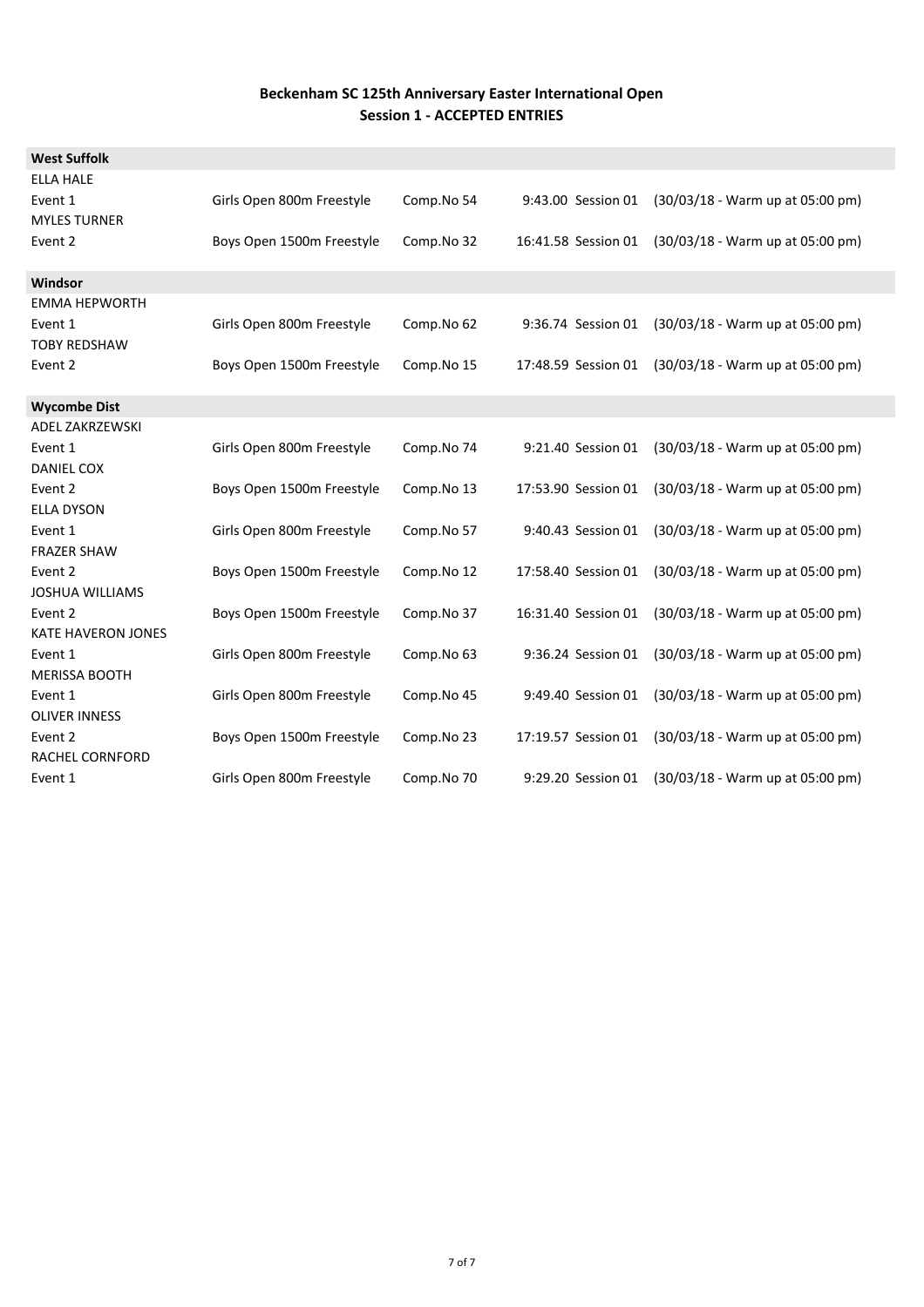**Beckenham SC 125th Anniversary Easter International Open**
**Session 1 - ACCEPTED ENTRIES**

| | | | | |
|---|---|---|---|---|
| **West Suffolk** | | | | |
| ELLA HALE | | | | |
| Event 1 | Girls Open 800m Freestyle | Comp.No 54 | 9:43.00 Session 01 | (30/03/18 - Warm up at 05:00 pm) |
| MYLES TURNER | | | | |
| Event 2 | Boys Open 1500m Freestyle | Comp.No 32 | 16:41.58 Session 01 | (30/03/18 - Warm up at 05:00 pm) |
| **Windsor** | | | | |
| EMMA HEPWORTH | | | | |
| Event 1 | Girls Open 800m Freestyle | Comp.No 62 | 9:36.74 Session 01 | (30/03/18 - Warm up at 05:00 pm) |
| TOBY REDSHAW | | | | |
| Event 2 | Boys Open 1500m Freestyle | Comp.No 15 | 17:48.59 Session 01 | (30/03/18 - Warm up at 05:00 pm) |
| **Wycombe Dist** | | | | |
| ADEL ZAKRZEWSKI | | | | |
| Event 1 | Girls Open 800m Freestyle | Comp.No 74 | 9:21.40 Session 01 | (30/03/18 - Warm up at 05:00 pm) |
| DANIEL COX | | | | |
| Event 2 | Boys Open 1500m Freestyle | Comp.No 13 | 17:53.90 Session 01 | (30/03/18 - Warm up at 05:00 pm) |
| ELLA DYSON | | | | |
| Event 1 | Girls Open 800m Freestyle | Comp.No 57 | 9:40.43 Session 01 | (30/03/18 - Warm up at 05:00 pm) |
| FRAZER SHAW | | | | |
| Event 2 | Boys Open 1500m Freestyle | Comp.No 12 | 17:58.40 Session 01 | (30/03/18 - Warm up at 05:00 pm) |
| JOSHUA WILLIAMS | | | | |
| Event 2 | Boys Open 1500m Freestyle | Comp.No 37 | 16:31.40 Session 01 | (30/03/18 - Warm up at 05:00 pm) |
| KATE HAVERON JONES | | | | |
| Event 1 | Girls Open 800m Freestyle | Comp.No 63 | 9:36.24 Session 01 | (30/03/18 - Warm up at 05:00 pm) |
| MERISSA BOOTH | | | | |
| Event 1 | Girls Open 800m Freestyle | Comp.No 45 | 9:49.40 Session 01 | (30/03/18 - Warm up at 05:00 pm) |
| OLIVER INNESS | | | | |
| Event 2 | Boys Open 1500m Freestyle | Comp.No 23 | 17:19.57 Session 01 | (30/03/18 - Warm up at 05:00 pm) |
| RACHEL CORNFORD | | | | |
| Event 1 | Girls Open 800m Freestyle | Comp.No 70 | 9:29.20 Session 01 | (30/03/18 - Warm up at 05:00 pm) |